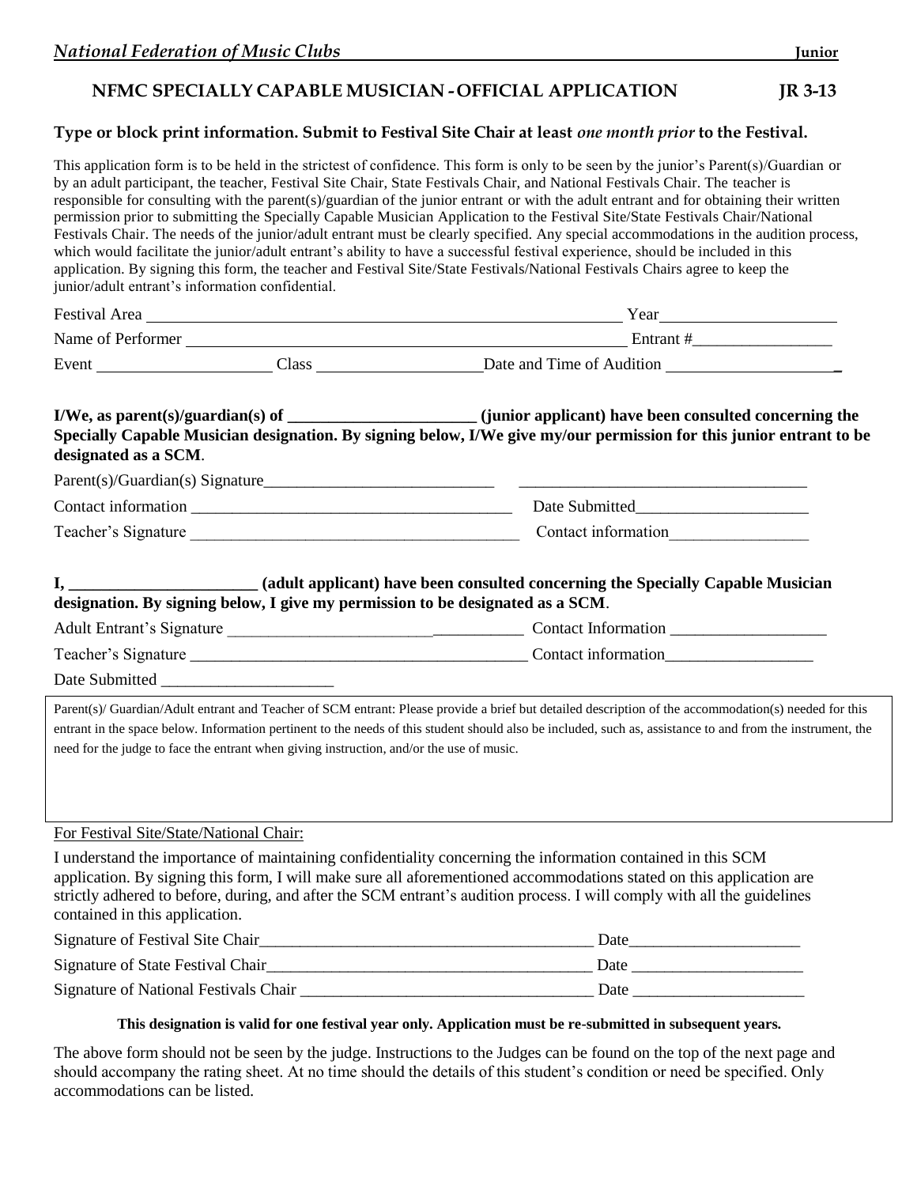*National Federation of Music Clubs* **Junior**

## NFMC SPECIALLY CAPABLE MUSICIAN - OFFICIAL APPLICATION JR 3-13

**Type or block print information. Submit to Festival Site Chair at least *one month prior* to the Festival.**

This application form is to be held in the strictest of confidence. This form is only to be seen by the junior's Parent(s)/Guardian or by an adult participant, the teacher, Festival Site Chair, State Festivals Chair, and National Festivals Chair. The teacher is responsible for consulting with the parent(s)/guardian of the junior entrant or with the adult entrant and for obtaining their written permission prior to submitting the Specially Capable Musician Application to the Festival Site/State Festivals Chair/National Festivals Chair. The needs of the junior/adult entrant must be clearly specified. Any special accommodations in the audition process, which would facilitate the junior/adult entrant's ability to have a successful festival experience, should be included in this application. By signing this form, the teacher and Festival Site/State Festivals/National Festivals Chairs agree to keep the junior/adult entrant's information confidential.

Festival Area ______________________________ Year ____________________

Name of Performer ______________________________ Entrant #_________________

Event ____________________ Class ____________________ Date and Time of Audition ____________________

**I/We, as parent(s)/guardian(s) of _______________________ (junior applicant) have been consulted concerning the Specially Capable Musician designation. By signing below, I/We give my/our permission for this junior entrant to be designated as a SCM**.

Parent(s)/Guardian(s) Signature____________________________ ___________________________________

Contact information _______________________________________ Date Submitted____________________

Teacher's Signature ________________________________________ Contact information_________________

**I, _______________________ (adult applicant) have been consulted concerning the Specially Capable Musician designation. By signing below, I give my permission to be designated as a SCM**.

Adult Entrant's Signature ____________________________________ Contact Information ___________________

Teacher's Signature ________________________________________ Contact information__________________

Date Submitted _____________________

Parent(s)/ Guardian/Adult entrant and Teacher of SCM entrant: Please provide a brief but detailed description of the accommodation(s) needed for this entrant in the space below. Information pertinent to the needs of this student should also be included, such as, assistance to and from the instrument, the need for the judge to face the entrant when giving instruction, and/or the use of music.

For Festival Site/State/National Chair:

I understand the importance of maintaining confidentiality concerning the information contained in this SCM application. By signing this form, I will make sure all aforementioned accommodations stated on this application are strictly adhered to before, during, and after the SCM entrant's audition process. I will comply with all the guidelines contained in this application.

Signature of Festival Site Chair__________________________________________ Date_____________________

Signature of State Festival Chair_________________________________________ Date _____________________

Signature of National Festivals Chair ____________________________________ Date _____________________

**This designation is valid for one festival year only. Application must be re-submitted in subsequent years.**

The above form should not be seen by the judge. Instructions to the Judges can be found on the top of the next page and should accompany the rating sheet. At no time should the details of this student's condition or need be specified. Only accommodations can be listed.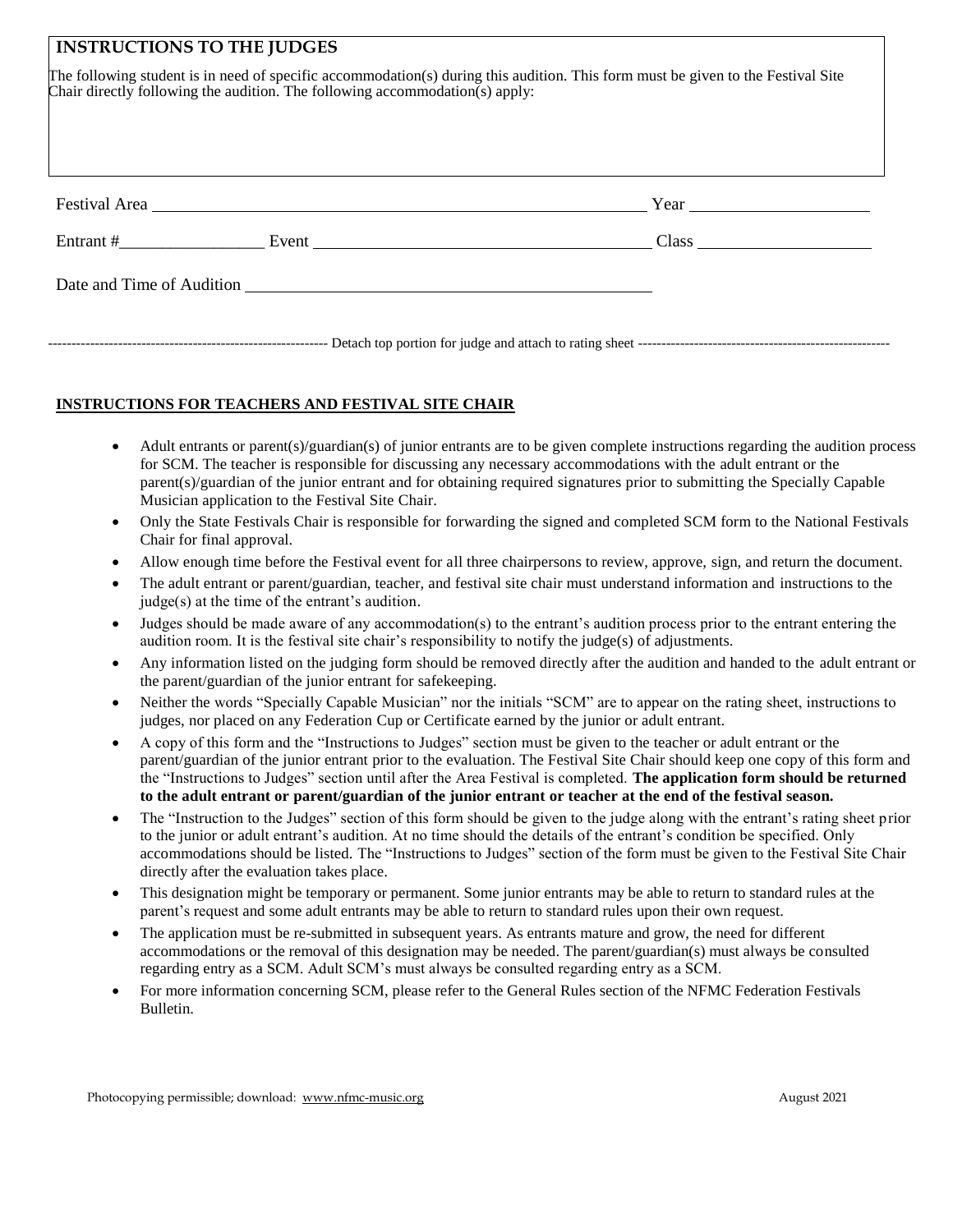## INSTRUCTIONS TO THE JUDGES

The following student is in need of specific accommodation(s) during this audition. This form must be given to the Festival Site Chair directly following the audition. The following accommodation(s) apply:

Festival Area \_\_\_\_\_\_\_\_\_\_\_\_\_\_\_\_\_\_\_\_\_\_\_\_\_\_\_\_\_\_\_\_\_\_\_\_\_\_\_\_ Year \_\_\_\_\_\_\_\_\_\_\_\_\_\_\_\_

Entrant #\_\_\_\_\_\_\_\_\_\_\_\_\_\_\_\_\_ Event \_\_\_\_\_\_\_\_\_\_\_\_\_\_\_\_\_\_\_\_\_\_\_\_\_\_\_\_ Class \_\_\_\_\_\_\_\_\_\_\_\_\_\_\_\_

Date and Time of Audition \_\_\_\_\_\_\_\_\_\_\_\_\_\_\_\_\_\_\_\_\_\_\_\_\_\_\_\_\_\_\_\_\_\_

------------------------------------------------------------ Detach top portion for judge and attach to rating sheet ------------------------------------------------------------

**INSTRUCTIONS FOR TEACHERS AND FESTIVAL SITE CHAIR**

- Adult entrants or parent(s)/guardian(s) of junior entrants are to be given complete instructions regarding the audition process for SCM. The teacher is responsible for discussing any necessary accommodations with the adult entrant or the parent(s)/guardian of the junior entrant and for obtaining required signatures prior to submitting the Specially Capable Musician application to the Festival Site Chair.
- Only the State Festivals Chair is responsible for forwarding the signed and completed SCM form to the National Festivals Chair for final approval.
- Allow enough time before the Festival event for all three chairpersons to review, approve, sign, and return the document.
- The adult entrant or parent/guardian, teacher, and festival site chair must understand information and instructions to the judge(s) at the time of the entrant's audition.
- Judges should be made aware of any accommodation(s) to the entrant's audition process prior to the entrant entering the audition room. It is the festival site chair's responsibility to notify the judge(s) of adjustments.
- Any information listed on the judging form should be removed directly after the audition and handed to the adult entrant or the parent/guardian of the junior entrant for safekeeping.
- Neither the words "Specially Capable Musician" nor the initials "SCM" are to appear on the rating sheet, instructions to judges, nor placed on any Federation Cup or Certificate earned by the junior or adult entrant.
- A copy of this form and the "Instructions to Judges" section must be given to the teacher or adult entrant or the parent/guardian of the junior entrant prior to the evaluation. The Festival Site Chair should keep one copy of this form and the "Instructions to Judges" section until after the Area Festival is completed. **The application form should be returned to the adult entrant or parent/guardian of the junior entrant or teacher at the end of the festival season.**
- The "Instruction to the Judges" section of this form should be given to the judge along with the entrant's rating sheet prior to the junior or adult entrant's audition. At no time should the details of the entrant's condition be specified. Only accommodations should be listed. The "Instructions to Judges" section of the form must be given to the Festival Site Chair directly after the evaluation takes place.
- This designation might be temporary or permanent. Some junior entrants may be able to return to standard rules at the parent's request and some adult entrants may be able to return to standard rules upon their own request.
- The application must be re-submitted in subsequent years. As entrants mature and grow, the need for different accommodations or the removal of this designation may be needed. The parent/guardian(s) must always be consulted regarding entry as a SCM. Adult SCM's must always be consulted regarding entry as a SCM.
- For more information concerning SCM, please refer to the General Rules section of the NFMC Federation Festivals Bulletin.

Photocopying permissible; download: www.nfmc-music.org August 2021